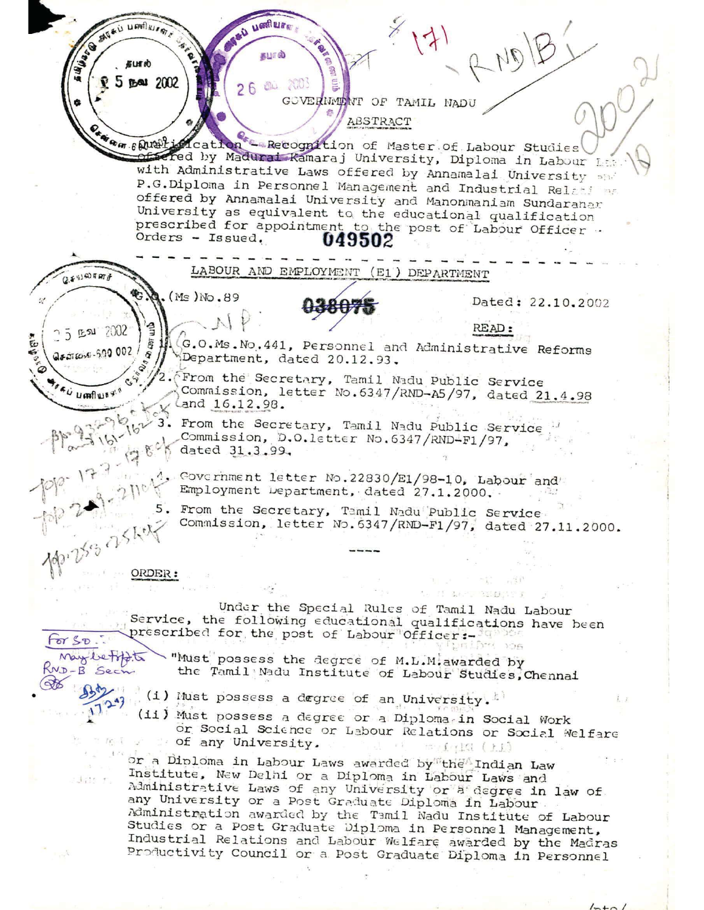GOVERNMENT OF TAMIL NADU

ABSTRACT

Qualification - Recognition of Master of Labour Studies offered by Madurai Kamaraj University, Diploma in Labour Law with Administrative Laws offered by Annamalai University and P.G.Diploma in Personnel Management and Industrial Relations offered by Annamalai University and Manonmaniam Sundaranar University as equivalent to the educational qualification prescribed for appointment to the post of Labour Officer - Orders - Issued.

---

LABOUR AND EMPLOYMENT (E1) DEPARTMENT

G.O.(Ms)No.89 Dated: 22.10.2002

READ:

1. G.O.Ms.No.441, Personnel and Administrative Reforms Department, dated 20.12.93.
2. From the Secretary, Tamil Nadu Public Service Commission, letter No.6347/RND-A5/97, dated 21.4.98 and 16.12.98.
3. From the Secretary, Tamil Nadu Public Service Commission, D.O.letter No.6347/RND-F1/97, dated 31.3.99.
4. Government letter No.22830/E1/98-10, Labour and Employment Department, dated 27.1.2000.
5. From the Secretary, Tamil Nadu Public Service Commission, letter No.6347/RND-F1/97, dated 27.11.2000.

----

ORDER:

Under the Special Rules of Tamil Nadu Labour Service, the following educational qualifications have been prescribed for the post of Labour Officer:-

"Must possess the degree of M.L.M. awarded by the Tamil Nadu Institute of Labour Studies, Chennai

(i) Must possess a degree of an University.

(ii) Must possess a degree or a Diploma in Social Work or Social Science or Labour Relations or Social Welfare of any University.

or a Diploma in Labour Laws awarded by the Indian Law Institute, New Delhi or a Diploma in Labour Laws and Administrative Laws of any University or a degree in law of any University or a Post Graduate Diploma in Labour Administration awarded by the Tamil Nadu Institute of Labour Studies or a Post Graduate Diploma in Personnel Management, Industrial Relations and Labour Welfare awarded by the Madras Productivity Council or a Post Graduate Diploma in Personnel

/pto/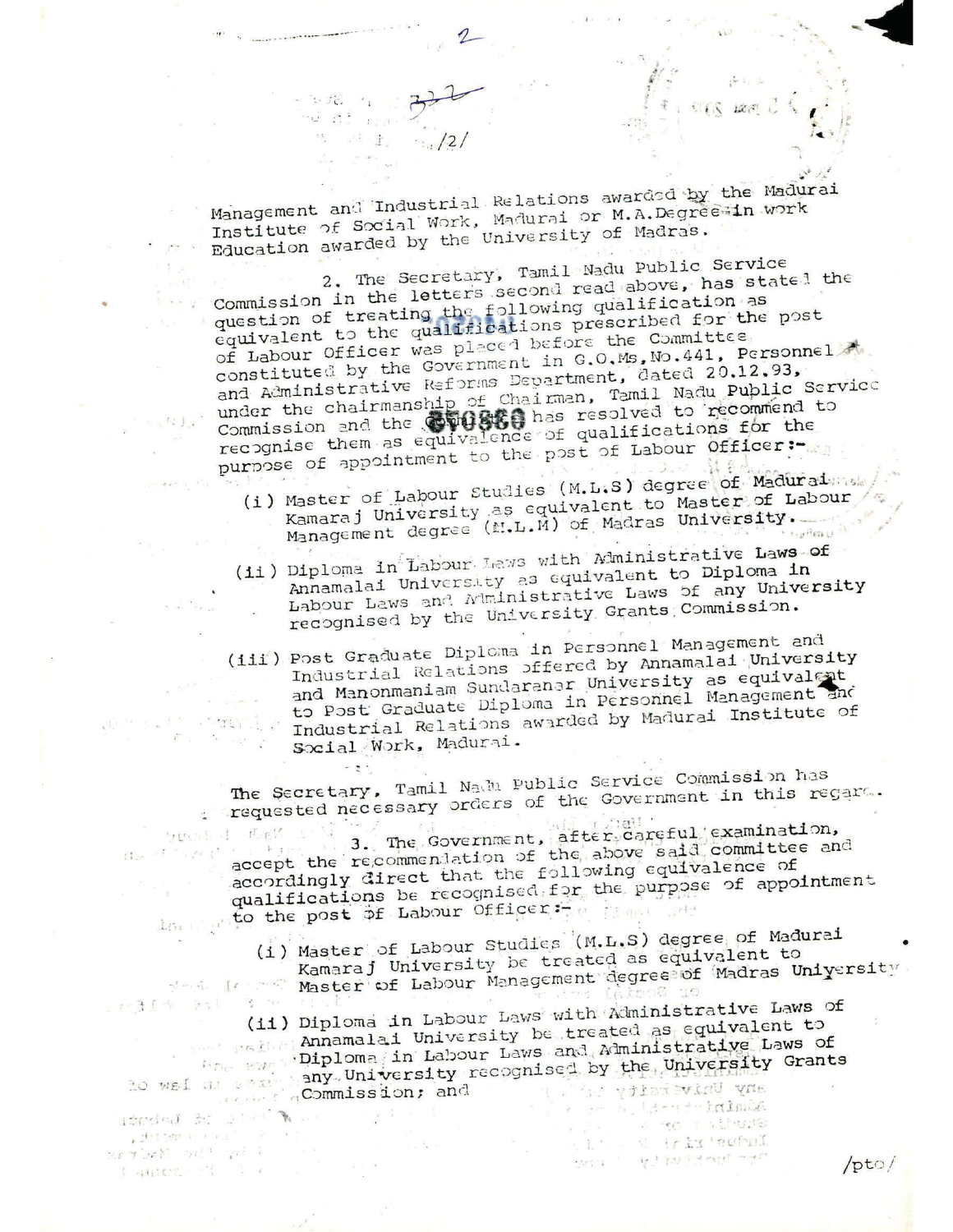Management and Industrial Relations awarded by the Madurai Institute of Social Work, Madurai or M.A.Degree in work Education awarded by the University of Madras.

2. The Secretary, Tamil Nadu Public Service Commission in the letters second read above, has stated the question of treating the following qualification as equivalent to the qualifications prescribed for the post of Labour Officer was placed before the Committee constituted by the Government in G.O.Ms.No.441, Personnel and Administrative Reforms Department, dated 20.12.93, under the chairmanship of Chairman, Tamil Nadu Public Service Commission and the Committee has resolved to recommend to recognise them as equivalence of qualifications for the purpose of appointment to the post of Labour Officer:-

(i) Master of Labour Studies (M.L.S) degree of Madurai Kamaraj University as equivalent to Master of Labour Management degree (M.L.M) of Madras University.

(ii) Diploma in Labour Laws with Administrative Laws of Annamalai University as equivalent to Diploma in Labour Laws and Administrative Laws of any University recognised by the University Grants Commission.

(iii) Post Graduate Diploma in Personnel Management and Industrial Relations offered by Annamalai University and Manonmaniam Sundaranar University as equivalent to Post Graduate Diploma in Personnel Management and Industrial Relations awarded by Madurai Institute of Social Work, Madurai.

The Secretary, Tamil Nadu Public Service Commission has requested necessary orders of the Government in this regard.

3. The Government, after careful examination, accept the recommendation of the above said committee and accordingly direct that the following equivalence of qualifications be recognised for the purpose of appointment to the post of Labour Officer:-

(i) Master of Labour Studies (M.L.S) degree of Madurai Kamaraj University be treated as equivalent to Master of Labour Management degree of Madras University.

(ii) Diploma in Labour Laws with Administrative Laws of Annamalai University be treated as equivalent to Diploma in Labour Laws and Administrative Laws of any University recognised by the University Grants Commission; and

/pto/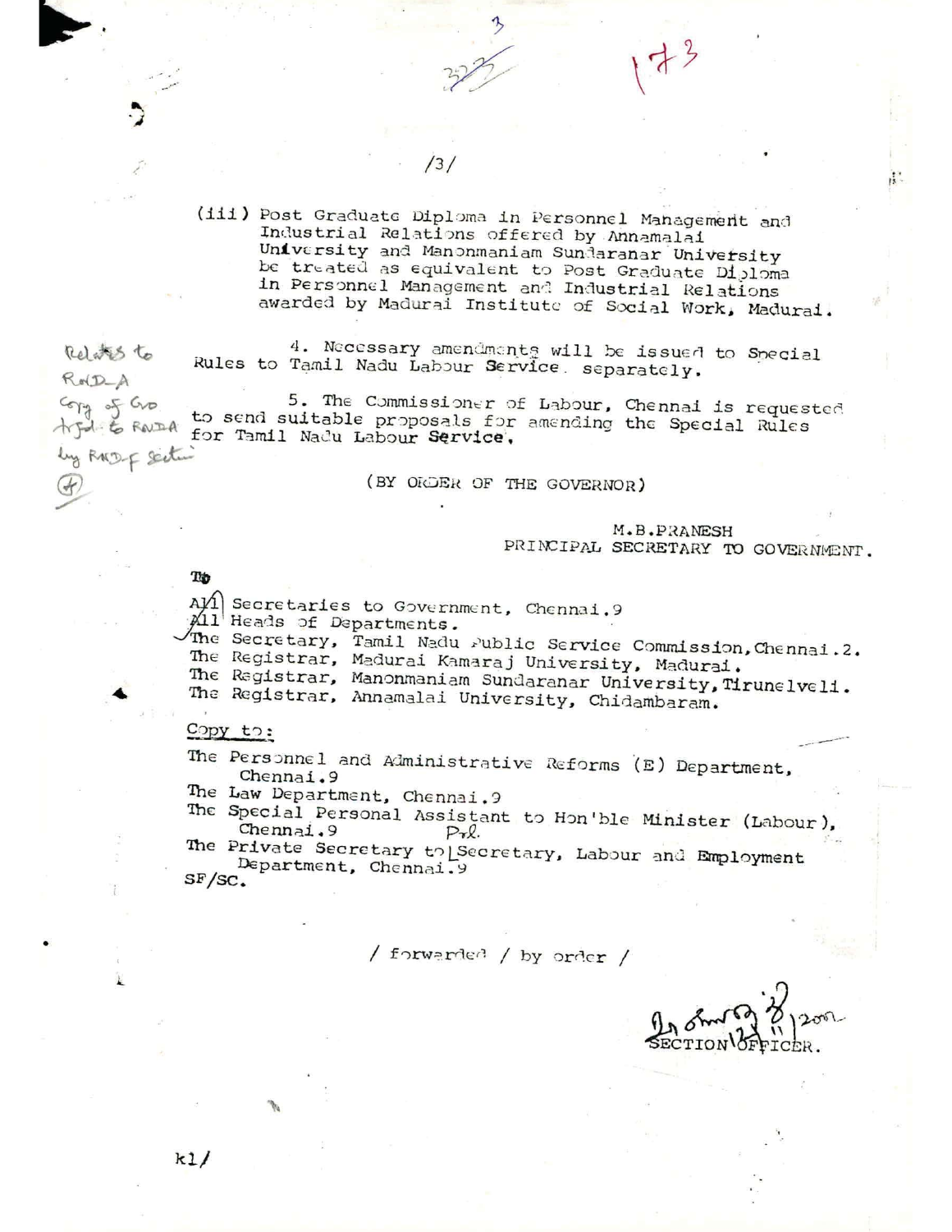(iii) Post Graduate Diploma in Personnel Management and Industrial Relations offered by Annamalai University and Manonmaniam Sundaranar University be treated as equivalent to Post Graduate Diploma in Personnel Management and Industrial Relations awarded by Madurai Institute of Social Work, Madurai.

4. Necessary amendments will be issued to Special Rules to Tamil Nadu Labour Service separately.

5. The Commissioner of Labour, Chennai is requested to send suitable proposals for amending the Special Rules for Tamil Nadu Labour Service.

(BY ORDER OF THE GOVERNOR)

M.B.PRANESH
PRINCIPAL SECRETARY TO GOVERNMENT.

To

All Secretaries to Government, Chennai.9
All Heads of Departments.
The Secretary, Tamil Nadu Public Service Commission, Chennai.2.
The Registrar, Madurai Kamaraj University, Madurai.
The Registrar, Manonmaniam Sundaranar University, Tirunelveli.
The Registrar, Annamalai University, Chidambaram.

Copy to:

The Personnel and Administrative Reforms (E) Department, Chennai.9
The Law Department, Chennai.9
The Special Personal Assistant to Hon'ble Minister (Labour), Chennai.9
The Private Secretary to Secretary, Labour and Employment Department, Chennai.9
SF/SC.

/ forwarded / by order /

SECTION OFFICER.

k1/